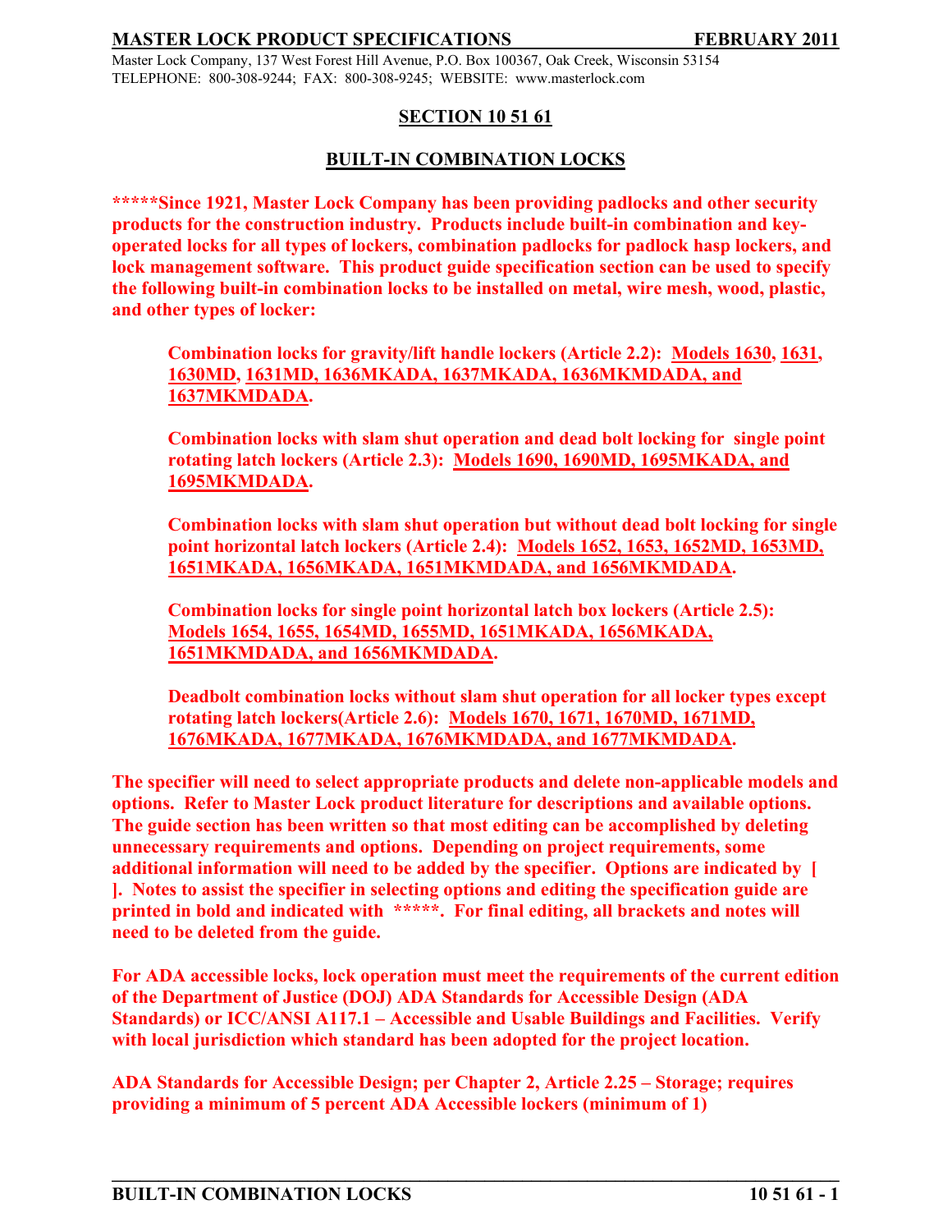**MASTER LOCK PRODUCT SPECIFICATIONS FEBRUARY 2011**

Master Lock Company, 137 West Forest Hill Avenue, P.O. Box 100367, Oak Creek, Wisconsin 53154
TELEPHONE: 800-308-9244; FAX: 800-308-9245; WEBSITE: www.masterlock.com

# SECTION 10 51 61

## BUILT-IN COMBINATION LOCKS

**\*\*\*\*\*Since 1921, Master Lock Company has been providing padlocks and other security products for the construction industry. Products include built-in combination and key-operated locks for all types of lockers, combination padlocks for padlock hasp lockers, and lock management software. This product guide specification section can be used to specify the following built-in combination locks to be installed on metal, wire mesh, wood, plastic, and other types of locker:**

> **Combination locks for gravity/lift handle lockers (Article 2.2): Models 1630, 1631, 1630MD, 1631MD, 1636MKADA, 1637MKADA, 1636MKMDADA, and 1637MKMDADA.**
>
> **Combination locks with slam shut operation and dead bolt locking for single point rotating latch lockers (Article 2.3): Models 1690, 1690MD, 1695MKADA, and 1695MKMDADA.**
>
> **Combination locks with slam shut operation but without dead bolt locking for single point horizontal latch lockers (Article 2.4): Models 1652, 1653, 1652MD, 1653MD, 1651MKADA, 1656MKADA, 1651MKMDADA, and 1656MKMDADA.**
>
> **Combination locks for single point horizontal latch box lockers (Article 2.5): Models 1654, 1655, 1654MD, 1655MD, 1651MKADA, 1656MKADA, 1651MKMDADA, and 1656MKMDADA.**
>
> **Deadbolt combination locks without slam shut operation for all locker types except rotating latch lockers(Article 2.6): Models 1670, 1671, 1670MD, 1671MD, 1676MKADA, 1677MKADA, 1676MKMDADA, and 1677MKMDADA.**

**The specifier will need to select appropriate products and delete non-applicable models and options. Refer to Master Lock product literature for descriptions and available options. The guide section has been written so that most editing can be accomplished by deleting unnecessary requirements and options. Depending on project requirements, some additional information will need to be added by the specifier. Options are indicated by [ ]. Notes to assist the specifier in selecting options and editing the specification guide are printed in bold and indicated with \*\*\*\*\*. For final editing, all brackets and notes will need to be deleted from the guide.**

**For ADA accessible locks, lock operation must meet the requirements of the current edition of the Department of Justice (DOJ) ADA Standards for Accessible Design (ADA Standards) or ICC/ANSI A117.1 – Accessible and Usable Buildings and Facilities. Verify with local jurisdiction which standard has been adopted for the project location.**

**ADA Standards for Accessible Design; per Chapter 2, Article 2.25 – Storage; requires providing a minimum of 5 percent ADA Accessible lockers (minimum of 1)**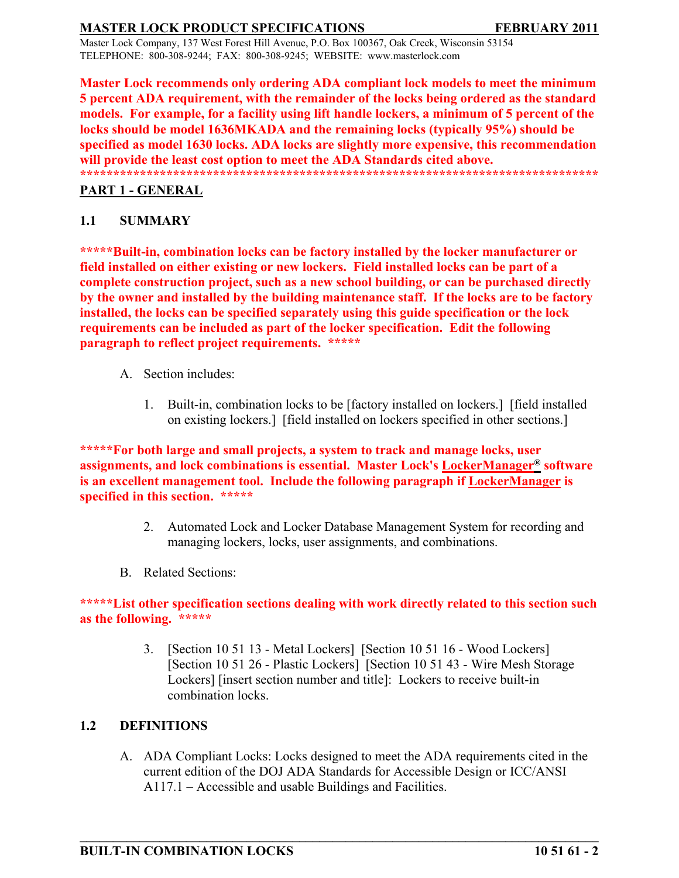**Master Lock recommends only ordering ADA compliant lock models to meet the minimum 5 percent ADA requirement, with the remainder of the locks being ordered as the standard models. For example, for a facility using lift handle lockers, a minimum of 5 percent of the locks should be model 1636MKADA and the remaining locks (typically 95%) should be specified as model 1630 locks. ADA locks are slightly more expensive, this recommendation will provide the least cost option to meet the ADA Standards cited above.**
**********************************************************************************

## PART 1 - GENERAL

### 1.1 SUMMARY

*****Built-in, combination locks can be factory installed by the locker manufacturer or field installed on either existing or new lockers. Field installed locks can be part of a complete construction project, such as a new school building, or can be purchased directly by the owner and installed by the building maintenance staff. If the locks are to be factory installed, the locks can be specified separately using this guide specification or the lock requirements can be included as part of the locker specification. Edit the following paragraph to reflect project requirements. *****

A. Section includes:

1. Built-in, combination locks to be [factory installed on lockers.] [field installed on existing lockers.] [field installed on lockers specified in other sections.]

*****For both large and small projects, a system to track and manage locks, user assignments, and lock combinations is essential. Master Lock's LockerManager® software is an excellent management tool. Include the following paragraph if LockerManager is specified in this section. *****

2. Automated Lock and Locker Database Management System for recording and managing lockers, locks, user assignments, and combinations.

B. Related Sections:

*****List other specification sections dealing with work directly related to this section such as the following. *****

3. [Section 10 51 13 - Metal Lockers] [Section 10 51 16 - Wood Lockers] [Section 10 51 26 - Plastic Lockers] [Section 10 51 43 - Wire Mesh Storage Lockers] [insert section number and title]: Lockers to receive built-in combination locks.

### 1.2 DEFINITIONS

A. ADA Compliant Locks: Locks designed to meet the ADA requirements cited in the current edition of the DOJ ADA Standards for Accessible Design or ICC/ANSI A117.1 – Accessible and usable Buildings and Facilities.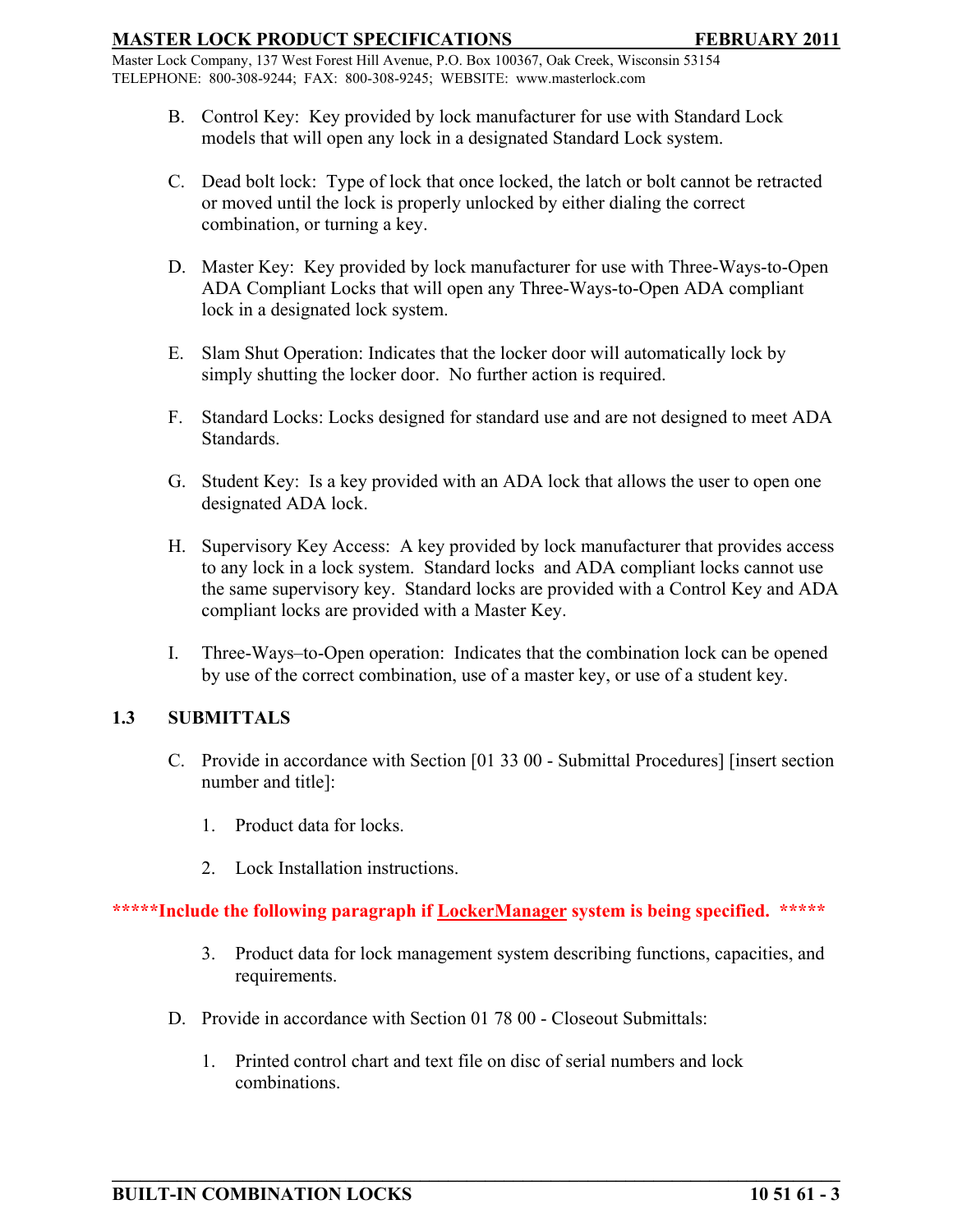B. Control Key: Key provided by lock manufacturer for use with Standard Lock models that will open any lock in a designated Standard Lock system.

C. Dead bolt lock: Type of lock that once locked, the latch or bolt cannot be retracted or moved until the lock is properly unlocked by either dialing the correct combination, or turning a key.

D. Master Key: Key provided by lock manufacturer for use with Three-Ways-to-Open ADA Compliant Locks that will open any Three-Ways-to-Open ADA compliant lock in a designated lock system.

E. Slam Shut Operation: Indicates that the locker door will automatically lock by simply shutting the locker door. No further action is required.

F. Standard Locks: Locks designed for standard use and are not designed to meet ADA Standards.

G. Student Key: Is a key provided with an ADA lock that allows the user to open one designated ADA lock.

H. Supervisory Key Access: A key provided by lock manufacturer that provides access to any lock in a lock system. Standard locks and ADA compliant locks cannot use the same supervisory key. Standard locks are provided with a Control Key and ADA compliant locks are provided with a Master Key.

I. Three-Ways–to-Open operation: Indicates that the combination lock can be opened by use of the correct combination, use of a master key, or use of a student key.

## 1.3 SUBMITTALS

C. Provide in accordance with Section [01 33 00 - Submittal Procedures] [insert section number and title]:

1. Product data for locks.

2. Lock Installation instructions.

**\*\*\*\*\*Include the following paragraph if <u>LockerManager</u> system is being specified. \*\*\*\*\***

3. Product data for lock management system describing functions, capacities, and requirements.

D. Provide in accordance with Section 01 78 00 - Closeout Submittals:

1. Printed control chart and text file on disc of serial numbers and lock combinations.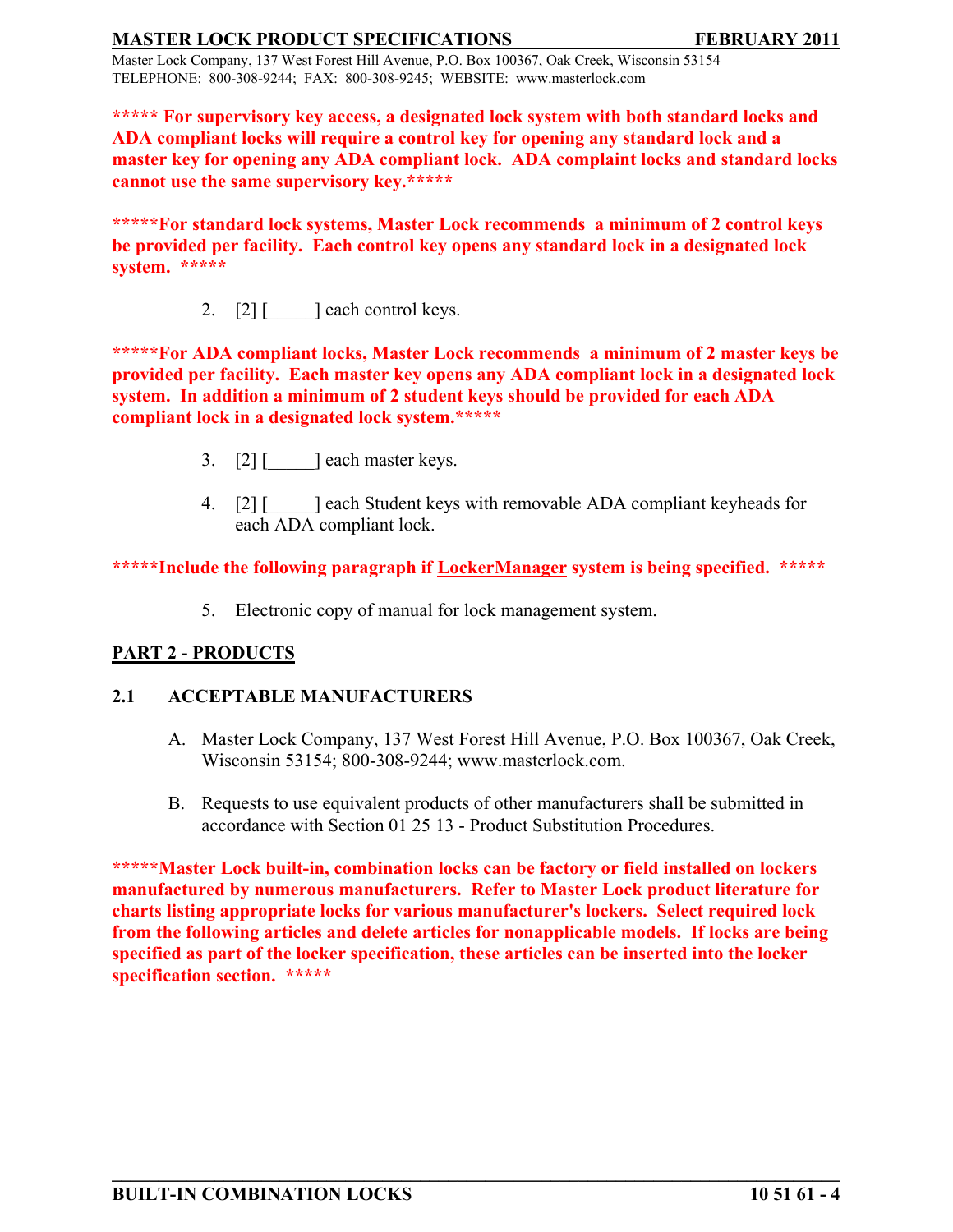**\*\*\*\*\* For supervisory key access, a designated lock system with both standard locks and ADA compliant locks will require a control key for opening any standard lock and a master key for opening any ADA compliant lock. ADA complaint locks and standard locks cannot use the same supervisory key.\*\*\*\*\***

**\*\*\*\*\*For standard lock systems, Master Lock recommends a minimum of 2 control keys be provided per facility. Each control key opens any standard lock in a designated lock system. \*\*\*\*\***

2. [2] [_____] each control keys.

**\*\*\*\*\*For ADA compliant locks, Master Lock recommends a minimum of 2 master keys be provided per facility. Each master key opens any ADA compliant lock in a designated lock system. In addition a minimum of 2 student keys should be provided for each ADA compliant lock in a designated lock system.\*\*\*\*\***

3. [2] [_____] each master keys.

4. [2] [_____] each Student keys with removable ADA compliant keyheads for each ADA compliant lock.

**\*\*\*\*\*Include the following paragraph if <u>LockerManager</u> system is being specified. \*\*\*\*\***

5. Electronic copy of manual for lock management system.

## PART 2 - PRODUCTS

### 2.1 ACCEPTABLE MANUFACTURERS

A. Master Lock Company, 137 West Forest Hill Avenue, P.O. Box 100367, Oak Creek, Wisconsin 53154; 800-308-9244; www.masterlock.com.

B. Requests to use equivalent products of other manufacturers shall be submitted in accordance with Section 01 25 13 - Product Substitution Procedures.

**\*\*\*\*\*Master Lock built-in, combination locks can be factory or field installed on lockers manufactured by numerous manufacturers. Refer to Master Lock product literature for charts listing appropriate locks for various manufacturer's lockers. Select required lock from the following articles and delete articles for nonapplicable models. If locks are being specified as part of the locker specification, these articles can be inserted into the locker specification section. \*\*\*\*\***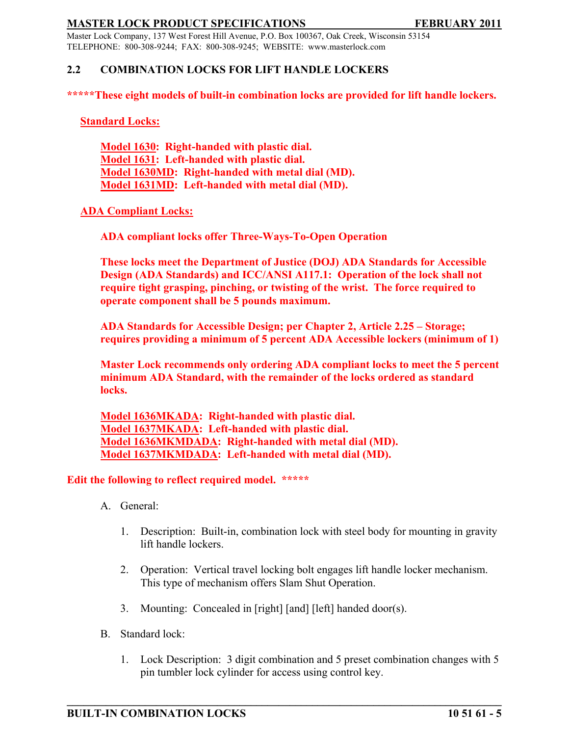## 2.2 COMBINATION LOCKS FOR LIFT HANDLE LOCKERS

*****These eight models of built-in combination locks are provided for lift handle lockers.**

**Standard Locks:**

**Model 1630: Right-handed with plastic dial.**
**Model 1631: Left-handed with plastic dial.**
**Model 1630MD: Right-handed with metal dial (MD).**
**Model 1631MD: Left-handed with metal dial (MD).**

**ADA Compliant Locks:**

**ADA compliant locks offer Three-Ways-To-Open Operation**

**These locks meet the Department of Justice (DOJ) ADA Standards for Accessible Design (ADA Standards) and ICC/ANSI A117.1: Operation of the lock shall not require tight grasping, pinching, or twisting of the wrist. The force required to operate component shall be 5 pounds maximum.**

**ADA Standards for Accessible Design; per Chapter 2, Article 2.25 – Storage; requires providing a minimum of 5 percent ADA Accessible lockers (minimum of 1)**

**Master Lock recommends only ordering ADA compliant locks to meet the 5 percent minimum ADA Standard, with the remainder of the locks ordered as standard locks.**

**Model 1636MKADA: Right-handed with plastic dial.**
**Model 1637MKADA: Left-handed with plastic dial.**
**Model 1636MKMDADA: Right-handed with metal dial (MD).**
**Model 1637MKMDADA: Left-handed with metal dial (MD).**

**Edit the following to reflect required model. *****

A. General:

1. Description: Built-in, combination lock with steel body for mounting in gravity lift handle lockers.

2. Operation: Vertical travel locking bolt engages lift handle locker mechanism. This type of mechanism offers Slam Shut Operation.

3. Mounting: Concealed in [right] [and] [left] handed door(s).

B. Standard lock:

1. Lock Description: 3 digit combination and 5 preset combination changes with 5 pin tumbler lock cylinder for access using control key.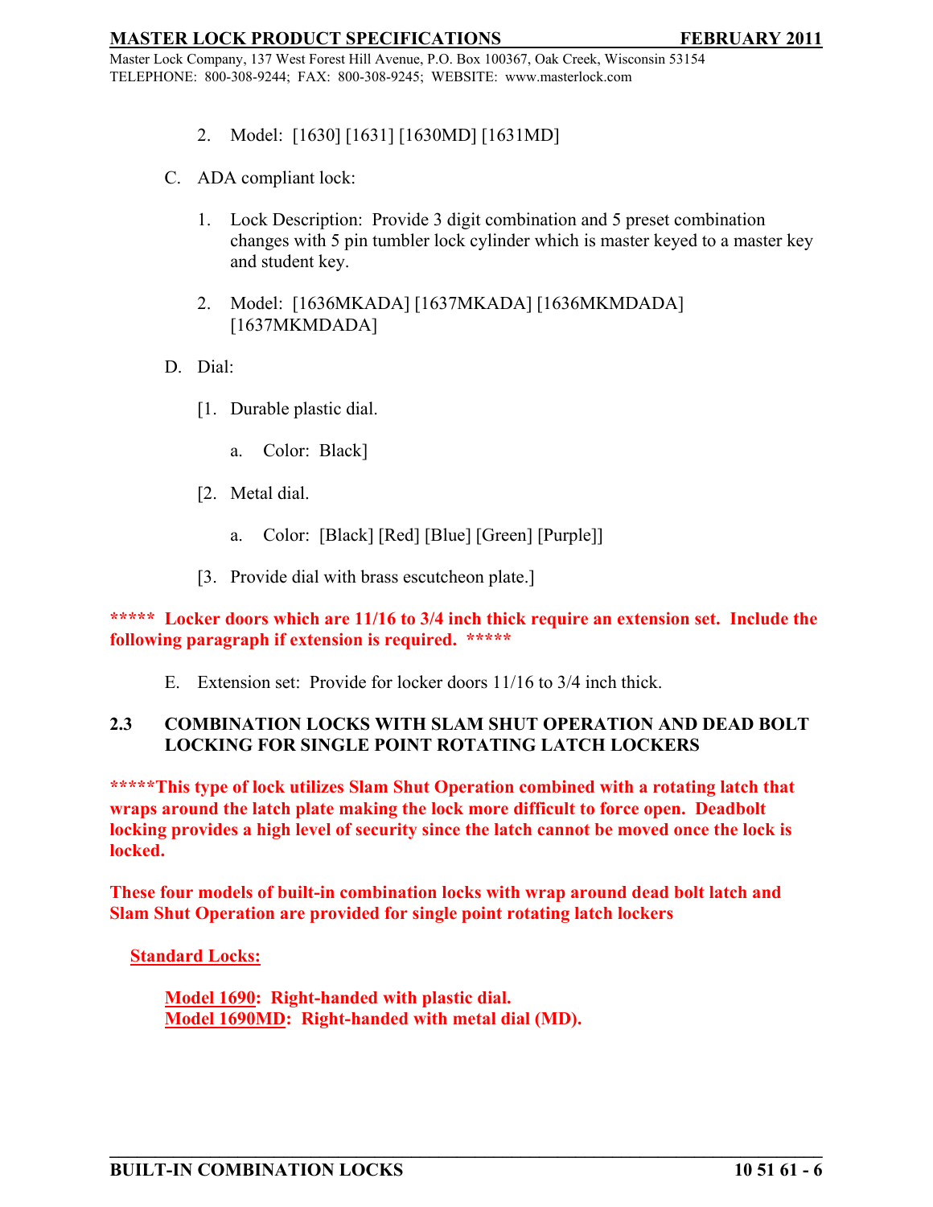2. Model: [1630] [1631] [1630MD] [1631MD]

C. ADA compliant lock:

1. Lock Description: Provide 3 digit combination and 5 preset combination changes with 5 pin tumbler lock cylinder which is master keyed to a master key and student key.

2. Model: [1636MKADA] [1637MKADA] [1636MKMDADA] [1637MKMDADA]

D. Dial:

[1. Durable plastic dial.

a. Color: Black]

[2. Metal dial.

a. Color: [Black] [Red] [Blue] [Green] [Purple]]

[3. Provide dial with brass escutcheon plate.]

**\*\*\*\*\* Locker doors which are 11/16 to 3/4 inch thick require an extension set. Include the following paragraph if extension is required. \*\*\*\*\***

E. Extension set: Provide for locker doors 11/16 to 3/4 inch thick.

## 2.3 COMBINATION LOCKS WITH SLAM SHUT OPERATION AND DEAD BOLT LOCKING FOR SINGLE POINT ROTATING LATCH LOCKERS

**\*\*\*\*\*This type of lock utilizes Slam Shut Operation combined with a rotating latch that wraps around the latch plate making the lock more difficult to force open. Deadbolt locking provides a high level of security since the latch cannot be moved once the lock is locked.**

**These four models of built-in combination locks with wrap around dead bolt latch and Slam Shut Operation are provided for single point rotating latch lockers**

**Standard Locks:**

**Model 1690: Right-handed with plastic dial.**
**Model 1690MD: Right-handed with metal dial (MD).**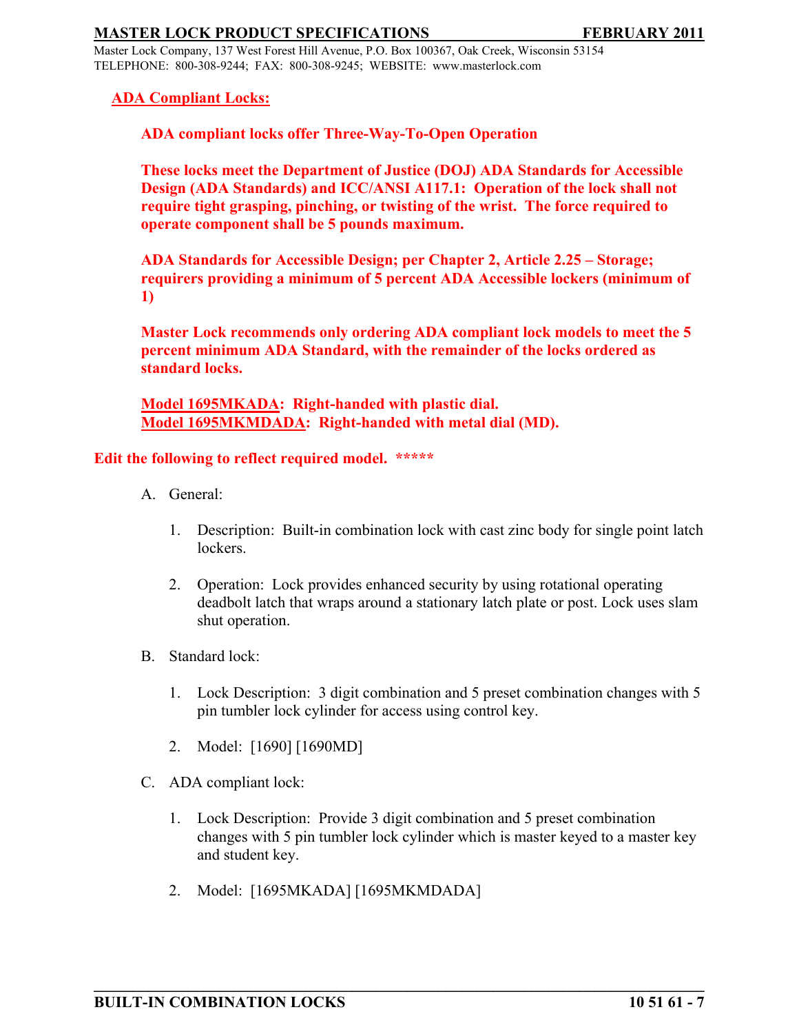**ADA Compliant Locks:**

**ADA compliant locks offer Three-Way-To-Open Operation**

**These locks meet the Department of Justice (DOJ) ADA Standards for Accessible Design (ADA Standards) and ICC/ANSI A117.1: Operation of the lock shall not require tight grasping, pinching, or twisting of the wrist. The force required to operate component shall be 5 pounds maximum.**

**ADA Standards for Accessible Design; per Chapter 2, Article 2.25 – Storage; requirers providing a minimum of 5 percent ADA Accessible lockers (minimum of 1)**

**Master Lock recommends only ordering ADA compliant lock models to meet the 5 percent minimum ADA Standard, with the remainder of the locks ordered as standard locks.**

**Model 1695MKADA: Right-handed with plastic dial.**
**Model 1695MKMDADA: Right-handed with metal dial (MD).**

**Edit the following to reflect required model. *****

A. General:

1. Description: Built-in combination lock with cast zinc body for single point latch lockers.

2. Operation: Lock provides enhanced security by using rotational operating deadbolt latch that wraps around a stationary latch plate or post. Lock uses slam shut operation.

B. Standard lock:

1. Lock Description: 3 digit combination and 5 preset combination changes with 5 pin tumbler lock cylinder for access using control key.

2. Model: [1690] [1690MD]

C. ADA compliant lock:

1. Lock Description: Provide 3 digit combination and 5 preset combination changes with 5 pin tumbler lock cylinder which is master keyed to a master key and student key.

2. Model: [1695MKADA] [1695MKMDADA]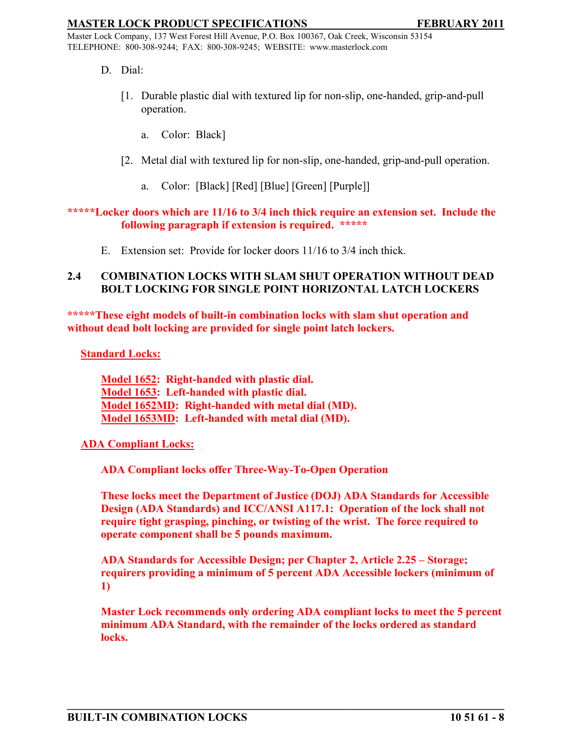D. Dial:

[1. Durable plastic dial with textured lip for non-slip, one-handed, grip-and-pull operation.

a. Color: Black]

[2. Metal dial with textured lip for non-slip, one-handed, grip-and-pull operation.

a. Color: [Black] [Red] [Blue] [Green] [Purple]]

**\*\*\*\*\*Locker doors which are 11/16 to 3/4 inch thick require an extension set. Include the following paragraph if extension is required. \*\*\*\*\***

E. Extension set: Provide for locker doors 11/16 to 3/4 inch thick.

## 2.4 COMBINATION LOCKS WITH SLAM SHUT OPERATION WITHOUT DEAD BOLT LOCKING FOR SINGLE POINT HORIZONTAL LATCH LOCKERS

**\*\*\*\*\*These eight models of built-in combination locks with slam shut operation and without dead bolt locking are provided for single point latch lockers.**

**Standard Locks:**

**Model 1652: Right-handed with plastic dial.**
**Model 1653: Left-handed with plastic dial.**
**Model 1652MD: Right-handed with metal dial (MD).**
**Model 1653MD: Left-handed with metal dial (MD).**

**ADA Compliant Locks:**

**ADA Compliant locks offer Three-Way-To-Open Operation**

**These locks meet the Department of Justice (DOJ) ADA Standards for Accessible Design (ADA Standards) and ICC/ANSI A117.1: Operation of the lock shall not require tight grasping, pinching, or twisting of the wrist. The force required to operate component shall be 5 pounds maximum.**

**ADA Standards for Accessible Design; per Chapter 2, Article 2.25 – Storage; requirers providing a minimum of 5 percent ADA Accessible lockers (minimum of 1)**

**Master Lock recommends only ordering ADA compliant locks to meet the 5 percent minimum ADA Standard, with the remainder of the locks ordered as standard locks.**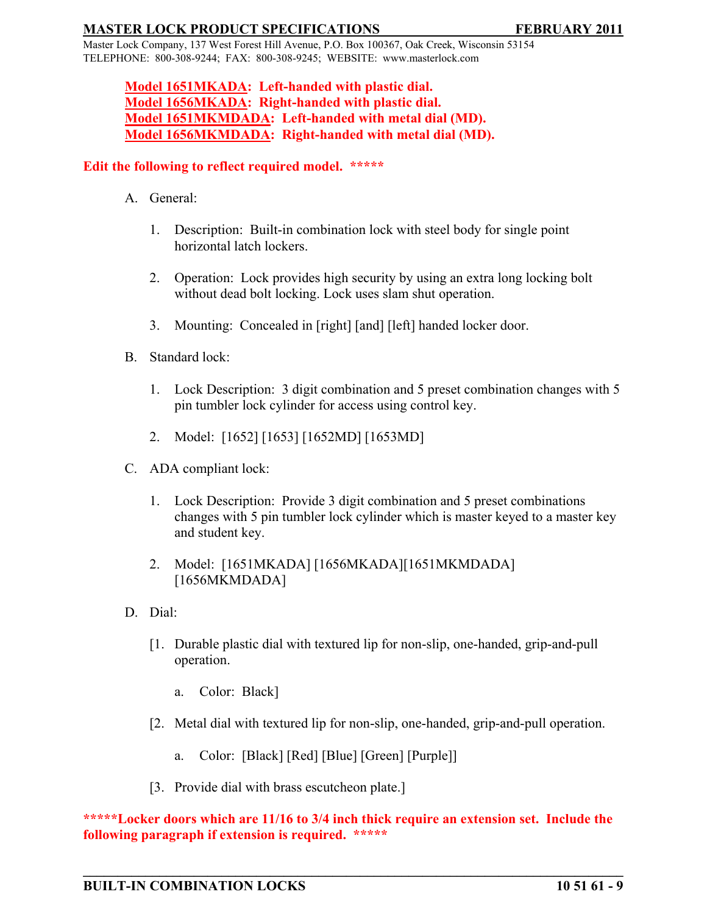**Model 1651MKADA: Left-handed with plastic dial.**
**Model 1656MKADA: Right-handed with plastic dial.**
**Model 1651MKMDADA: Left-handed with metal dial (MD).**
**Model 1656MKMDADA: Right-handed with metal dial (MD).**

**Edit the following to reflect required model. *****

A. General:

1. Description: Built-in combination lock with steel body for single point horizontal latch lockers.

2. Operation: Lock provides high security by using an extra long locking bolt without dead bolt locking. Lock uses slam shut operation.

3. Mounting: Concealed in [right] [and] [left] handed locker door.

B. Standard lock:

1. Lock Description: 3 digit combination and 5 preset combination changes with 5 pin tumbler lock cylinder for access using control key.

2. Model: [1652] [1653] [1652MD] [1653MD]

C. ADA compliant lock:

1. Lock Description: Provide 3 digit combination and 5 preset combinations changes with 5 pin tumbler lock cylinder which is master keyed to a master key and student key.

2. Model: [1651MKADA] [1656MKADA][1651MKMDADA] [1656MKMDADA]

D. Dial:

[1. Durable plastic dial with textured lip for non-slip, one-handed, grip-and-pull operation.

a. Color: Black]

[2. Metal dial with textured lip for non-slip, one-handed, grip-and-pull operation.

a. Color: [Black] [Red] [Blue] [Green] [Purple]]

[3. Provide dial with brass escutcheon plate.]

*****Locker doors which are 11/16 to 3/4 inch thick require an extension set. Include the following paragraph if extension is required. *****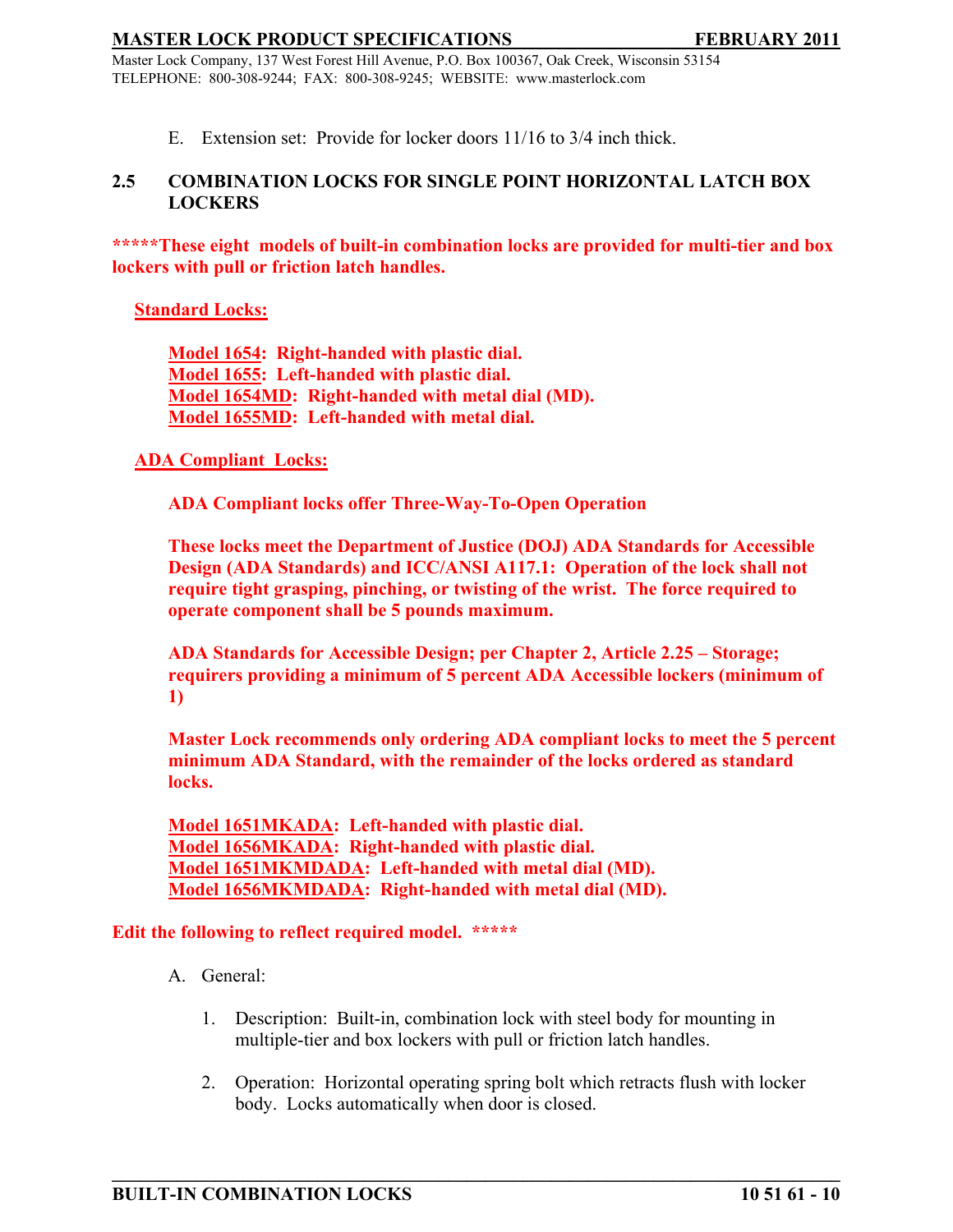E. Extension set: Provide for locker doors 11/16 to 3/4 inch thick.

## 2.5 COMBINATION LOCKS FOR SINGLE POINT HORIZONTAL LATCH BOX LOCKERS

**\*\*\*\*\*These eight models of built-in combination locks are provided for multi-tier and box lockers with pull or friction latch handles.**

**Standard Locks:**

**Model 1654: Right-handed with plastic dial.**
**Model 1655: Left-handed with plastic dial.**
**Model 1654MD: Right-handed with metal dial (MD).**
**Model 1655MD: Left-handed with metal dial.**

**ADA Compliant Locks:**

**ADA Compliant locks offer Three-Way-To-Open Operation**

**These locks meet the Department of Justice (DOJ) ADA Standards for Accessible Design (ADA Standards) and ICC/ANSI A117.1: Operation of the lock shall not require tight grasping, pinching, or twisting of the wrist. The force required to operate component shall be 5 pounds maximum.**

**ADA Standards for Accessible Design; per Chapter 2, Article 2.25 – Storage; requirers providing a minimum of 5 percent ADA Accessible lockers (minimum of 1)**

**Master Lock recommends only ordering ADA compliant locks to meet the 5 percent minimum ADA Standard, with the remainder of the locks ordered as standard locks.**

**Model 1651MKADA: Left-handed with plastic dial.**
**Model 1656MKADA: Right-handed with plastic dial.**
**Model 1651MKMDADA: Left-handed with metal dial (MD).**
**Model 1656MKMDADA: Right-handed with metal dial (MD).**

**Edit the following to reflect required model. \*\*\*\*\***

A. General:

1. Description: Built-in, combination lock with steel body for mounting in multiple-tier and box lockers with pull or friction latch handles.

2. Operation: Horizontal operating spring bolt which retracts flush with locker body. Locks automatically when door is closed.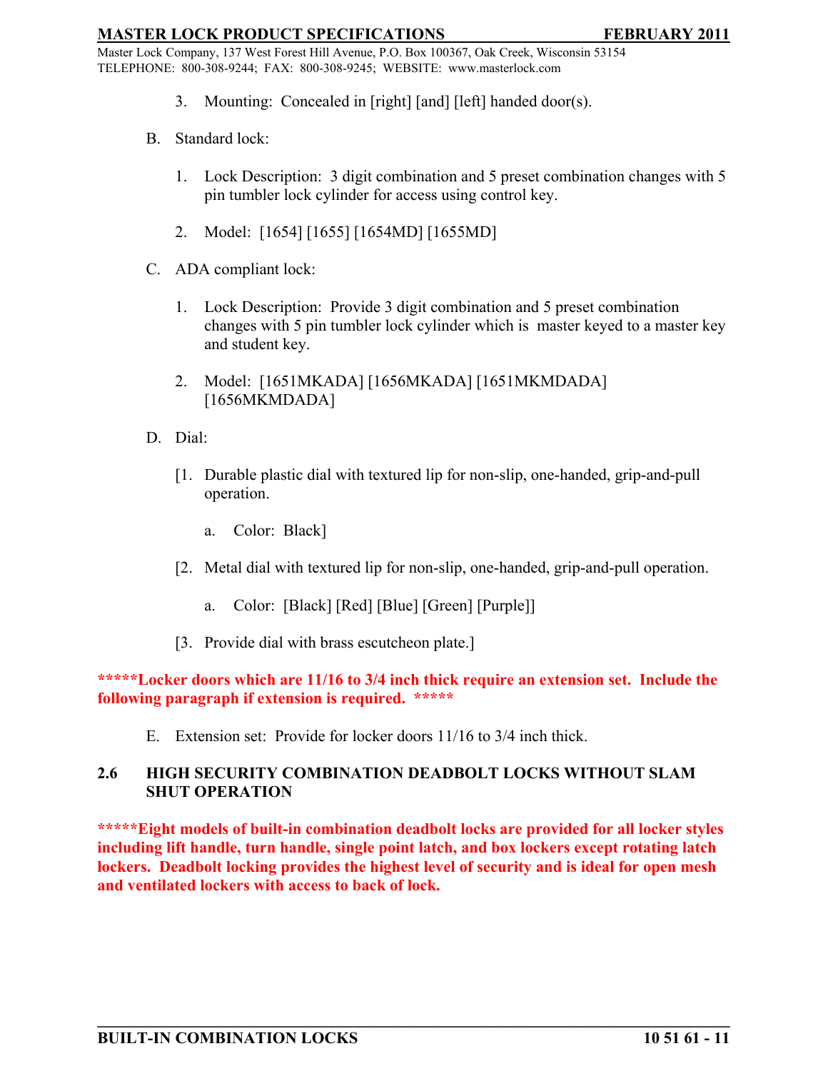3. Mounting: Concealed in [right] [and] [left] handed door(s).

B. Standard lock:

1. Lock Description: 3 digit combination and 5 preset combination changes with 5 pin tumbler lock cylinder for access using control key.

2. Model: [1654] [1655] [1654MD] [1655MD]

C. ADA compliant lock:

1. Lock Description: Provide 3 digit combination and 5 preset combination changes with 5 pin tumbler lock cylinder which is master keyed to a master key and student key.

2. Model: [1651MKADA] [1656MKADA] [1651MKMDADA] [1656MKMDADA]

D. Dial:

[1. Durable plastic dial with textured lip for non-slip, one-handed, grip-and-pull operation.

a. Color: Black]

[2. Metal dial with textured lip for non-slip, one-handed, grip-and-pull operation.

a. Color: [Black] [Red] [Blue] [Green] [Purple]]

[3. Provide dial with brass escutcheon plate.]

**\*\*\*\*\*Locker doors which are 11/16 to 3/4 inch thick require an extension set. Include the following paragraph if extension is required. \*\*\*\*\***

E. Extension set: Provide for locker doors 11/16 to 3/4 inch thick.

## 2.6 HIGH SECURITY COMBINATION DEADBOLT LOCKS WITHOUT SLAM SHUT OPERATION

**\*\*\*\*\*Eight models of built-in combination deadbolt locks are provided for all locker styles including lift handle, turn handle, single point latch, and box lockers except rotating latch lockers. Deadbolt locking provides the highest level of security and is ideal for open mesh and ventilated lockers with access to back of lock.**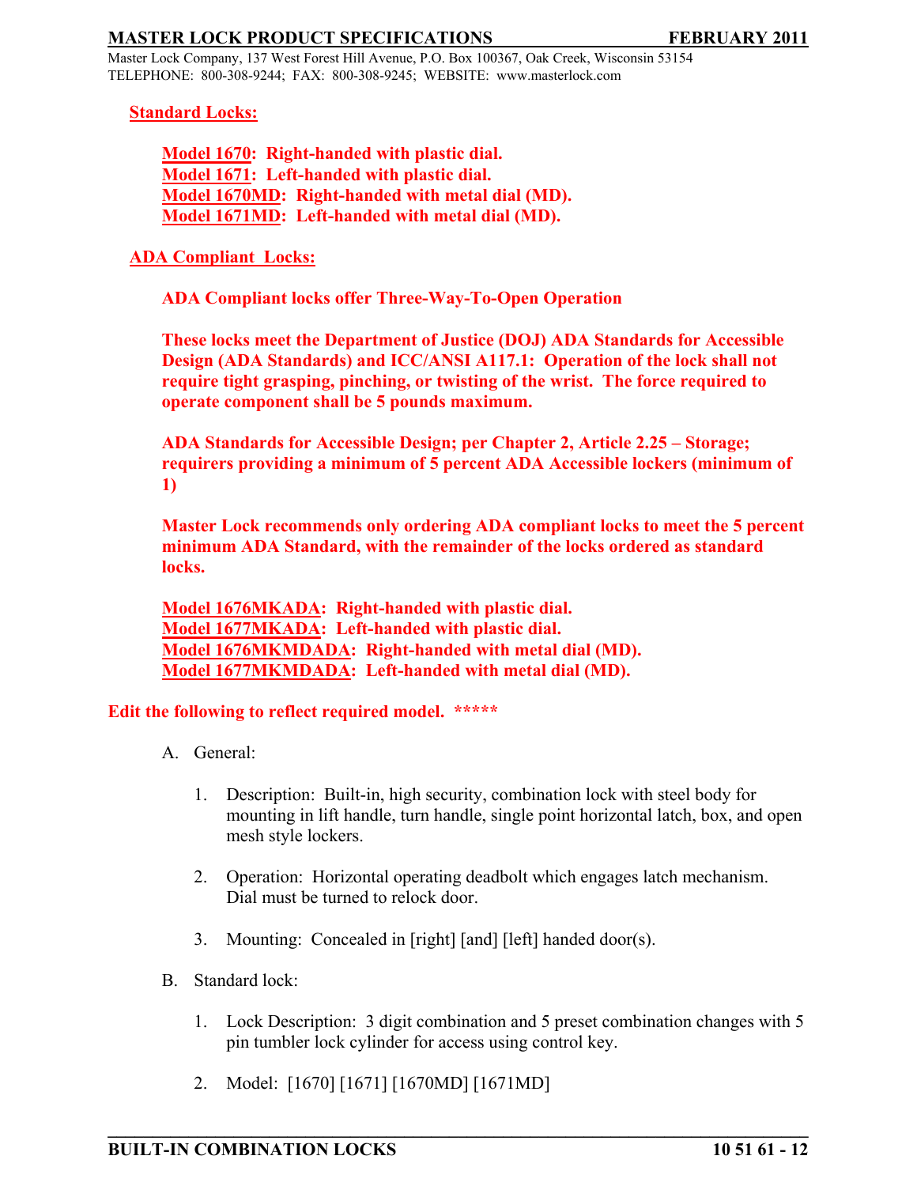**Standard Locks:**

**Model 1670: Right-handed with plastic dial.**
**Model 1671: Left-handed with plastic dial.**
**Model 1670MD: Right-handed with metal dial (MD).**
**Model 1671MD: Left-handed with metal dial (MD).**

**ADA Compliant Locks:**

**ADA Compliant locks offer Three-Way-To-Open Operation**

**These locks meet the Department of Justice (DOJ) ADA Standards for Accessible Design (ADA Standards) and ICC/ANSI A117.1: Operation of the lock shall not require tight grasping, pinching, or twisting of the wrist. The force required to operate component shall be 5 pounds maximum.**

**ADA Standards for Accessible Design; per Chapter 2, Article 2.25 – Storage; requirers providing a minimum of 5 percent ADA Accessible lockers (minimum of 1)**

**Master Lock recommends only ordering ADA compliant locks to meet the 5 percent minimum ADA Standard, with the remainder of the locks ordered as standard locks.**

**Model 1676MKADA: Right-handed with plastic dial.**
**Model 1677MKADA: Left-handed with plastic dial.**
**Model 1676MKMDADA: Right-handed with metal dial (MD).**
**Model 1677MKMDADA: Left-handed with metal dial (MD).**

**Edit the following to reflect required model. *****

A. General:

1. Description: Built-in, high security, combination lock with steel body for mounting in lift handle, turn handle, single point horizontal latch, box, and open mesh style lockers.

2. Operation: Horizontal operating deadbolt which engages latch mechanism. Dial must be turned to relock door.

3. Mounting: Concealed in [right] [and] [left] handed door(s).

B. Standard lock:

1. Lock Description: 3 digit combination and 5 preset combination changes with 5 pin tumbler lock cylinder for access using control key.

2. Model: [1670] [1671] [1670MD] [1671MD]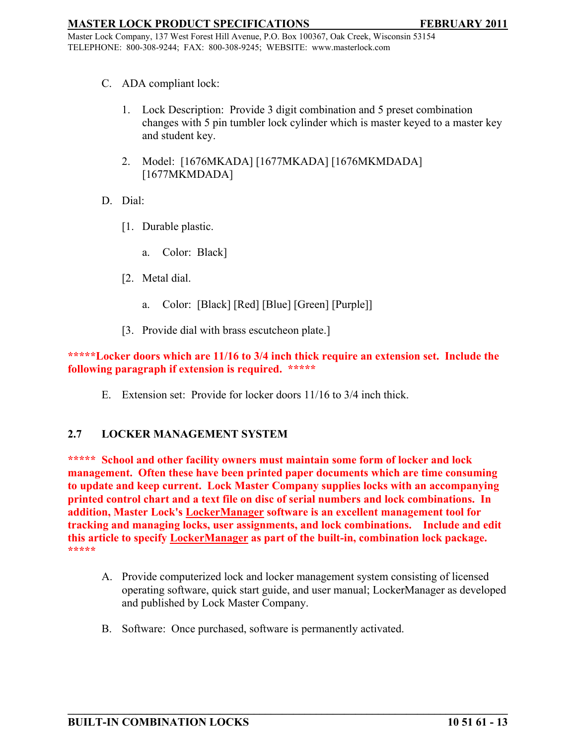C. ADA compliant lock:

1. Lock Description: Provide 3 digit combination and 5 preset combination changes with 5 pin tumbler lock cylinder which is master keyed to a master key and student key.

2. Model: [1676MKADA] [1677MKADA] [1676MKMDADA] [1677MKMDADA]

D. Dial:

[1. Durable plastic.

a. Color: Black]

[2. Metal dial.

a. Color: [Black] [Red] [Blue] [Green] [Purple]]

[3. Provide dial with brass escutcheon plate.]

**\*\*\*\*\*Locker doors which are 11/16 to 3/4 inch thick require an extension set. Include the following paragraph if extension is required. \*\*\*\*\***

E. Extension set: Provide for locker doors 11/16 to 3/4 inch thick.

## 2.7 LOCKER MANAGEMENT SYSTEM

**\*\*\*\*\* School and other facility owners must maintain some form of locker and lock management. Often these have been printed paper documents which are time consuming to update and keep current. Lock Master Company supplies locks with an accompanying printed control chart and a text file on disc of serial numbers and lock combinations. In addition, Master Lock's LockerManager software is an excellent management tool for tracking and managing locks, user assignments, and lock combinations. Include and edit this article to specify LockerManager as part of the built-in, combination lock package. \*\*\*\*\***

A. Provide computerized lock and locker management system consisting of licensed operating software, quick start guide, and user manual; LockerManager as developed and published by Lock Master Company.

B. Software: Once purchased, software is permanently activated.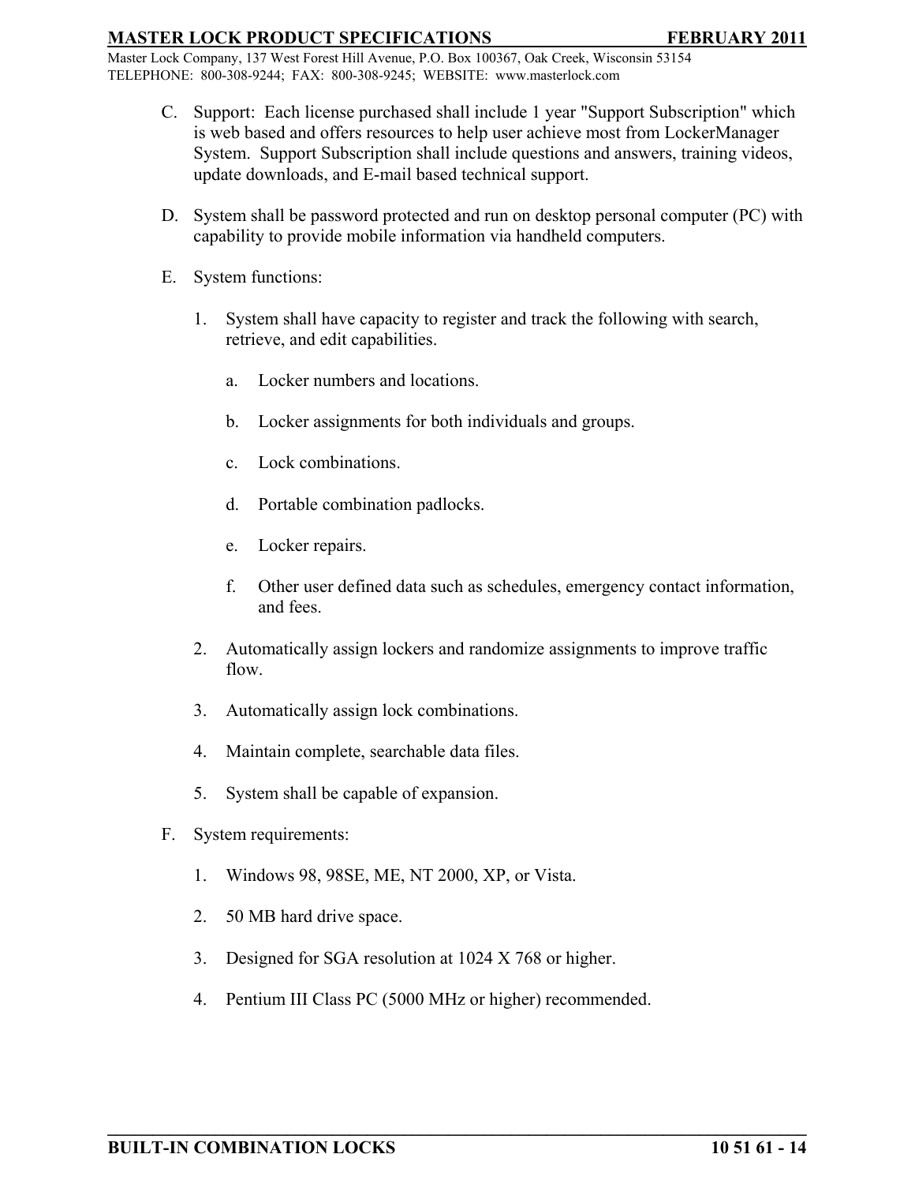C. Support: Each license purchased shall include 1 year "Support Subscription" which is web based and offers resources to help user achieve most from LockerManager System. Support Subscription shall include questions and answers, training videos, update downloads, and E-mail based technical support.

D. System shall be password protected and run on desktop personal computer (PC) with capability to provide mobile information via handheld computers.

E. System functions:

1. System shall have capacity to register and track the following with search, retrieve, and edit capabilities.

   a. Locker numbers and locations.

   b. Locker assignments for both individuals and groups.

   c. Lock combinations.

   d. Portable combination padlocks.

   e. Locker repairs.

   f. Other user defined data such as schedules, emergency contact information, and fees.

2. Automatically assign lockers and randomize assignments to improve traffic flow.

3. Automatically assign lock combinations.

4. Maintain complete, searchable data files.

5. System shall be capable of expansion.

F. System requirements:

1. Windows 98, 98SE, ME, NT 2000, XP, or Vista.

2. 50 MB hard drive space.

3. Designed for SGA resolution at 1024 X 768 or higher.

4. Pentium III Class PC (5000 MHz or higher) recommended.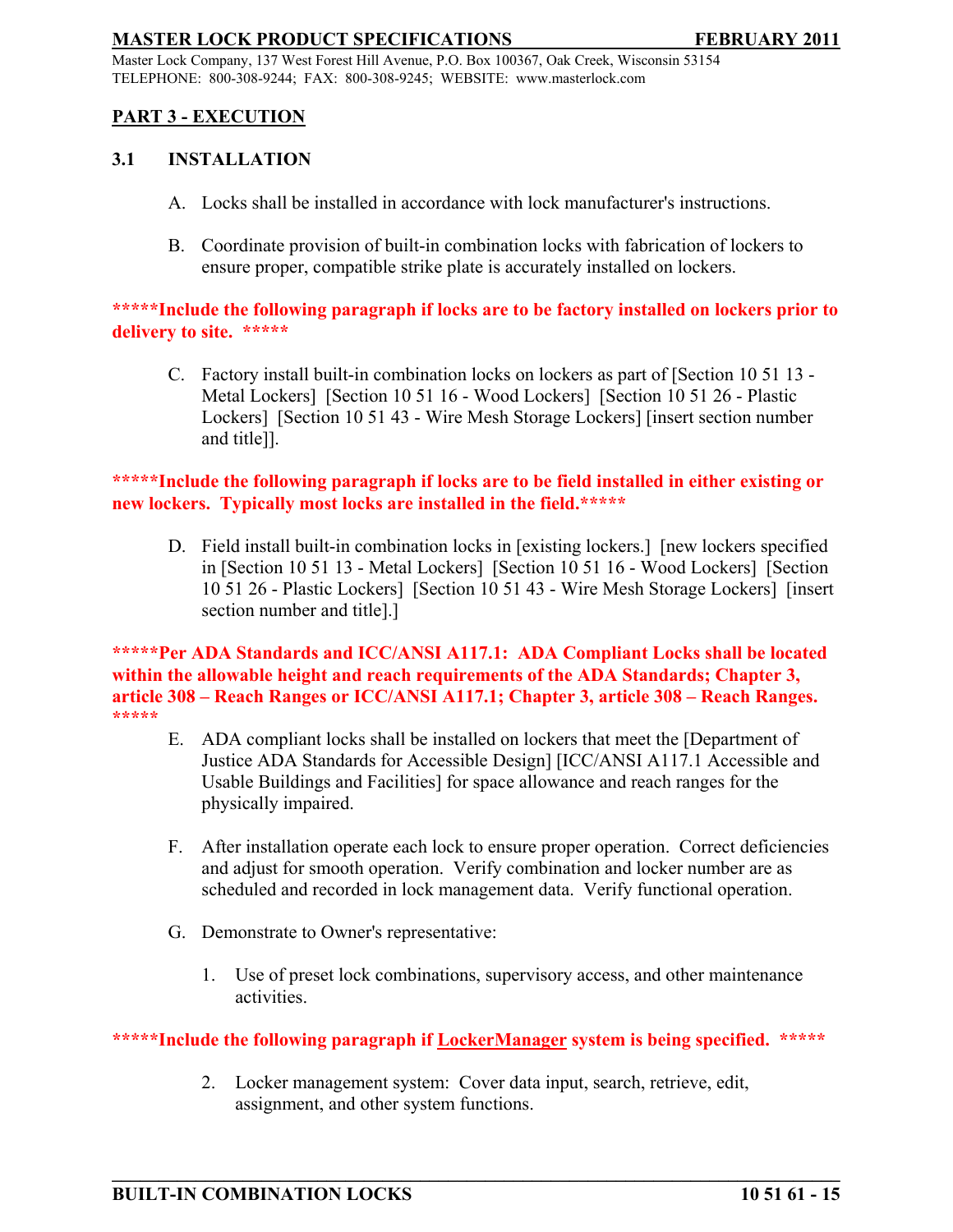## PART 3 - EXECUTION

### 3.1 INSTALLATION

A. Locks shall be installed in accordance with lock manufacturer's instructions.

B. Coordinate provision of built-in combination locks with fabrication of lockers to ensure proper, compatible strike plate is accurately installed on lockers.

**\*\*\*\*\*Include the following paragraph if locks are to be factory installed on lockers prior to delivery to site. \*\*\*\*\***

C. Factory install built-in combination locks on lockers as part of [Section 10 51 13 - Metal Lockers] [Section 10 51 16 - Wood Lockers] [Section 10 51 26 - Plastic Lockers] [Section 10 51 43 - Wire Mesh Storage Lockers] [insert section number and title]].

**\*\*\*\*\*Include the following paragraph if locks are to be field installed in either existing or new lockers. Typically most locks are installed in the field.\*\*\*\*\***

D. Field install built-in combination locks in [existing lockers.] [new lockers specified in [Section 10 51 13 - Metal Lockers] [Section 10 51 16 - Wood Lockers] [Section 10 51 26 - Plastic Lockers] [Section 10 51 43 - Wire Mesh Storage Lockers] [insert section number and title].]

**\*\*\*\*\*Per ADA Standards and ICC/ANSI A117.1: ADA Compliant Locks shall be located within the allowable height and reach requirements of the ADA Standards; Chapter 3, article 308 – Reach Ranges or ICC/ANSI A117.1; Chapter 3, article 308 – Reach Ranges. \*\*\*\*\***

E. ADA compliant locks shall be installed on lockers that meet the [Department of Justice ADA Standards for Accessible Design] [ICC/ANSI A117.1 Accessible and Usable Buildings and Facilities] for space allowance and reach ranges for the physically impaired.

F. After installation operate each lock to ensure proper operation. Correct deficiencies and adjust for smooth operation. Verify combination and locker number are as scheduled and recorded in lock management data. Verify functional operation.

G. Demonstrate to Owner's representative:

1. Use of preset lock combinations, supervisory access, and other maintenance activities.

**\*\*\*\*\*Include the following paragraph if LockerManager system is being specified. \*\*\*\*\***

2. Locker management system: Cover data input, search, retrieve, edit, assignment, and other system functions.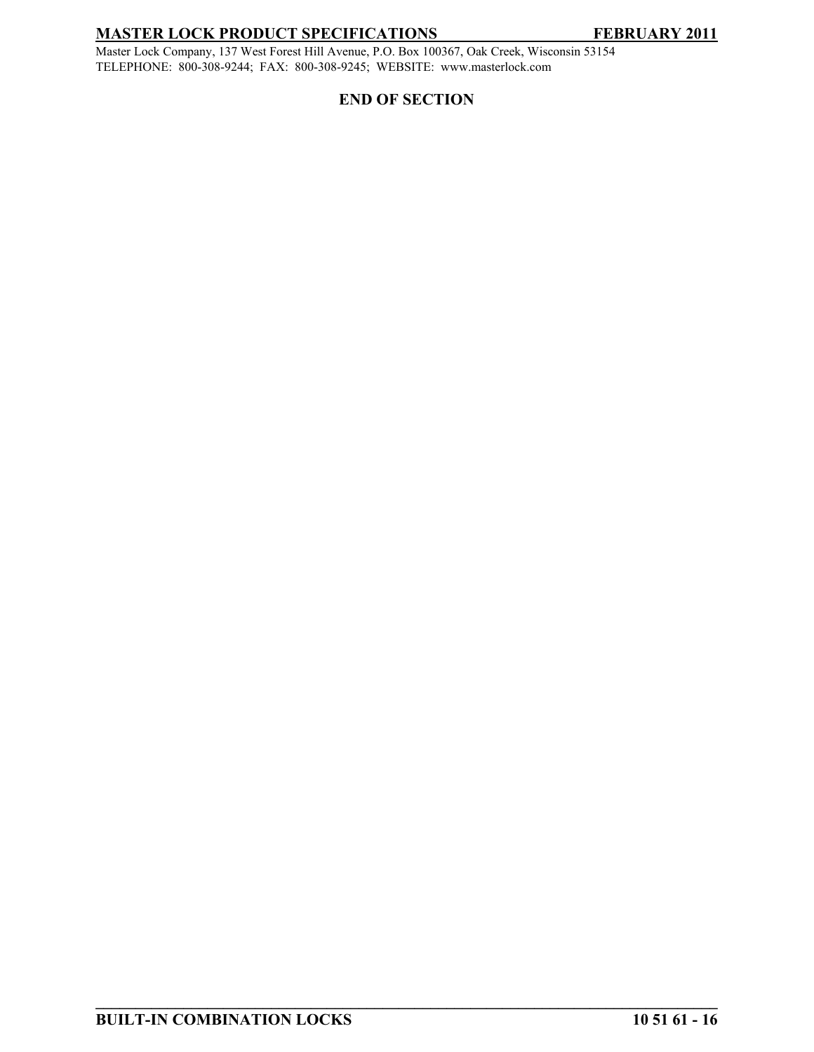**END OF SECTION**